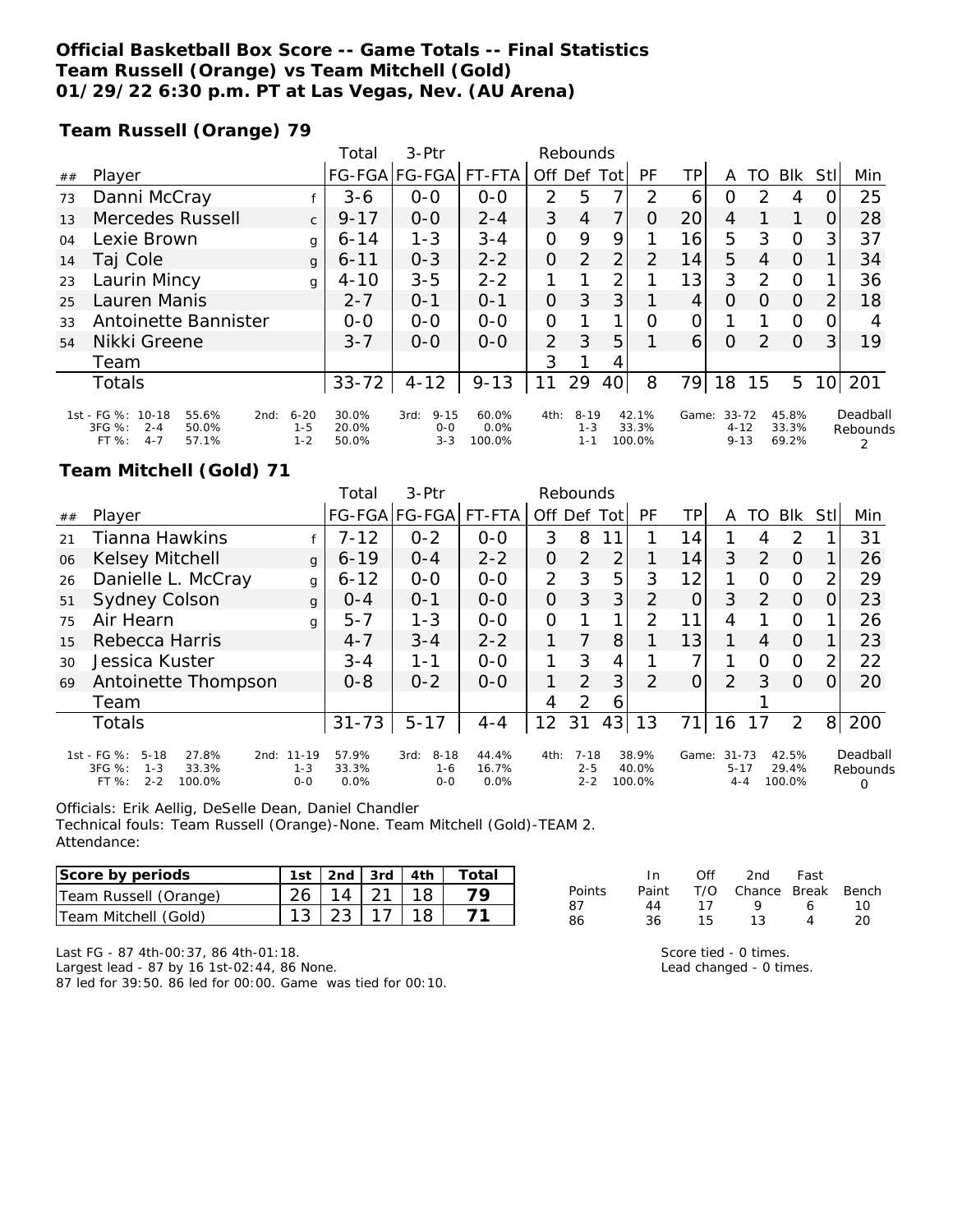**Official Basketball Box Score -- Game Totals -- Final Statistics**
**Team Russell (Orange) vs Team Mitchell (Gold)**
**01/29/22 6:30 p.m. PT at Las Vegas, Nev. (AU Arena)**

**Team Russell (Orange) 79**

| ## | Player | | Total FG-FGA | 3-Ptr FG-FGA | FT-FTA | Rebounds Off | Def | Tot | PF | TP | A | TO | Blk | Stl | Min |
|---|---|---|---|---|---|---|---|---|---|---|---|---|---|---|---|
| 73 | Danni McCray | f | 3-6 | 0-0 | 0-0 | 2 | 5 | 7 | 2 | 6 | 0 | 2 | 4 | 0 | 25 |
| 13 | Mercedes Russell | c | 9-17 | 0-0 | 2-4 | 3 | 4 | 7 | 0 | 20 | 4 | 1 | 1 | 0 | 28 |
| 04 | Lexie Brown | g | 6-14 | 1-3 | 3-4 | 0 | 9 | 9 | 1 | 16 | 5 | 3 | 0 | 3 | 37 |
| 14 | Taj Cole | g | 6-11 | 0-3 | 2-2 | 0 | 2 | 2 | 2 | 14 | 5 | 4 | 0 | 1 | 34 |
| 23 | Laurin Mincy | g | 4-10 | 3-5 | 2-2 | 1 | 1 | 2 | 1 | 13 | 3 | 2 | 0 | 1 | 36 |
| 25 | Lauren Manis | | 2-7 | 0-1 | 0-1 | 0 | 3 | 3 | 1 | 4 | 0 | 0 | 0 | 2 | 18 |
| 33 | Antoinette Bannister | | 0-0 | 0-0 | 0-0 | 0 | 1 | 1 | 0 | 0 | 1 | 1 | 0 | 0 | 4 |
| 54 | Nikki Greene | | 3-7 | 0-0 | 0-0 | 2 | 3 | 5 | 1 | 6 | 0 | 2 | 0 | 3 | 19 |
| | Team | | | | | 3 | 1 | 4 | | | | | | | |
| | Totals | | 33-72 | 4-12 | 9-13 | 11 | 29 | 40 | 8 | 79 | 18 | 15 | 5 | 10 | 201 |

| | | | | | | | |
|---|---|---|---|---|---|---|---|
| 1st - FG %: 10-18 55.6% | 2nd: 6-20 30.0% | 3rd: 9-15 60.0% | 4th: 8-19 42.1% | Game: 33-72 45.8% | Deadball Rebounds |
| 3FG %: 2-4 50.0% | 1-5 20.0% | 0-0 0.0% | 1-3 33.3% | 4-12 33.3% | 2 |
| FT %: 4-7 57.1% | 1-2 50.0% | 3-3 100.0% | 1-1 100.0% | 9-13 69.2% | |

**Team Mitchell (Gold) 71**

| ## | Player | | Total FG-FGA | 3-Ptr FG-FGA | FT-FTA | Rebounds Off | Def | Tot | PF | TP | A | TO | Blk | Stl | Min |
|---|---|---|---|---|---|---|---|---|---|---|---|---|---|---|---|
| 21 | Tianna Hawkins | f | 7-12 | 0-2 | 0-0 | 3 | 8 | 11 | 1 | 14 | 1 | 4 | 2 | 1 | 31 |
| 06 | Kelsey Mitchell | g | 6-19 | 0-4 | 2-2 | 0 | 2 | 2 | 1 | 14 | 3 | 2 | 0 | 1 | 26 |
| 26 | Danielle L. McCray | g | 6-12 | 0-0 | 0-0 | 2 | 3 | 5 | 3 | 12 | 1 | 0 | 0 | 2 | 29 |
| 51 | Sydney Colson | g | 0-4 | 0-1 | 0-0 | 0 | 3 | 3 | 2 | 0 | 3 | 2 | 0 | 0 | 23 |
| 75 | Air Hearn | g | 5-7 | 1-3 | 0-0 | 0 | 1 | 1 | 2 | 11 | 4 | 1 | 0 | 1 | 26 |
| 15 | Rebecca Harris | | 4-7 | 3-4 | 2-2 | 1 | 7 | 8 | 1 | 13 | 1 | 4 | 0 | 1 | 23 |
| 30 | Jessica Kuster | | 3-4 | 1-1 | 0-0 | 1 | 3 | 4 | 1 | 7 | 1 | 0 | 0 | 2 | 22 |
| 69 | Antoinette Thompson | | 0-8 | 0-2 | 0-0 | 1 | 2 | 3 | 2 | 0 | 2 | 3 | 0 | 0 | 20 |
| | Team | | | | | 4 | 2 | 6 | | | | 1 | | | |
| | Totals | | 31-73 | 5-17 | 4-4 | 12 | 31 | 43 | 13 | 71 | 16 | 17 | 2 | 8 | 200 |

| | | | | | |
|---|---|---|---|---|---|
| 1st - FG %: 5-18 27.8% | 2nd: 11-19 57.9% | 3rd: 8-18 44.4% | 4th: 7-18 38.9% | Game: 31-73 42.5% | Deadball Rebounds |
| 3FG %: 1-3 33.3% | 1-3 33.3% | 1-6 16.7% | 2-5 40.0% | 5-17 29.4% | 0 |
| FT %: 2-2 100.0% | 0-0 0.0% | 0-0 0.0% | 2-2 100.0% | 4-4 100.0% | |

Officials: Erik Aellig, DeSelle Dean, Daniel Chandler
Technical fouls: Team Russell (Orange)-None. Team Mitchell (Gold)-TEAM 2.
Attendance:

| Score by periods | 1st | 2nd | 3rd | 4th | Total |
|---|---|---|---|---|---|
| Team Russell (Orange) | 26 | 14 | 21 | 18 | 79 |
| Team Mitchell (Gold) | 13 | 23 | 17 | 18 | 71 |

| Points | In Paint | Off T/O | 2nd Chance | Fast Break | Bench |
|---|---|---|---|---|---|
| 87 | 44 | 17 | 9 | 6 | 10 |
| 86 | 36 | 15 | 13 | 4 | 20 |

Last FG - 87 4th-00:37, 86 4th-01:18.
Largest lead - 87 by 16 1st-02:44, 86 None.
87 led for 39:50. 86 led for 00:00. Game was tied for 00:10.

Score tied - 0 times.
Lead changed - 0 times.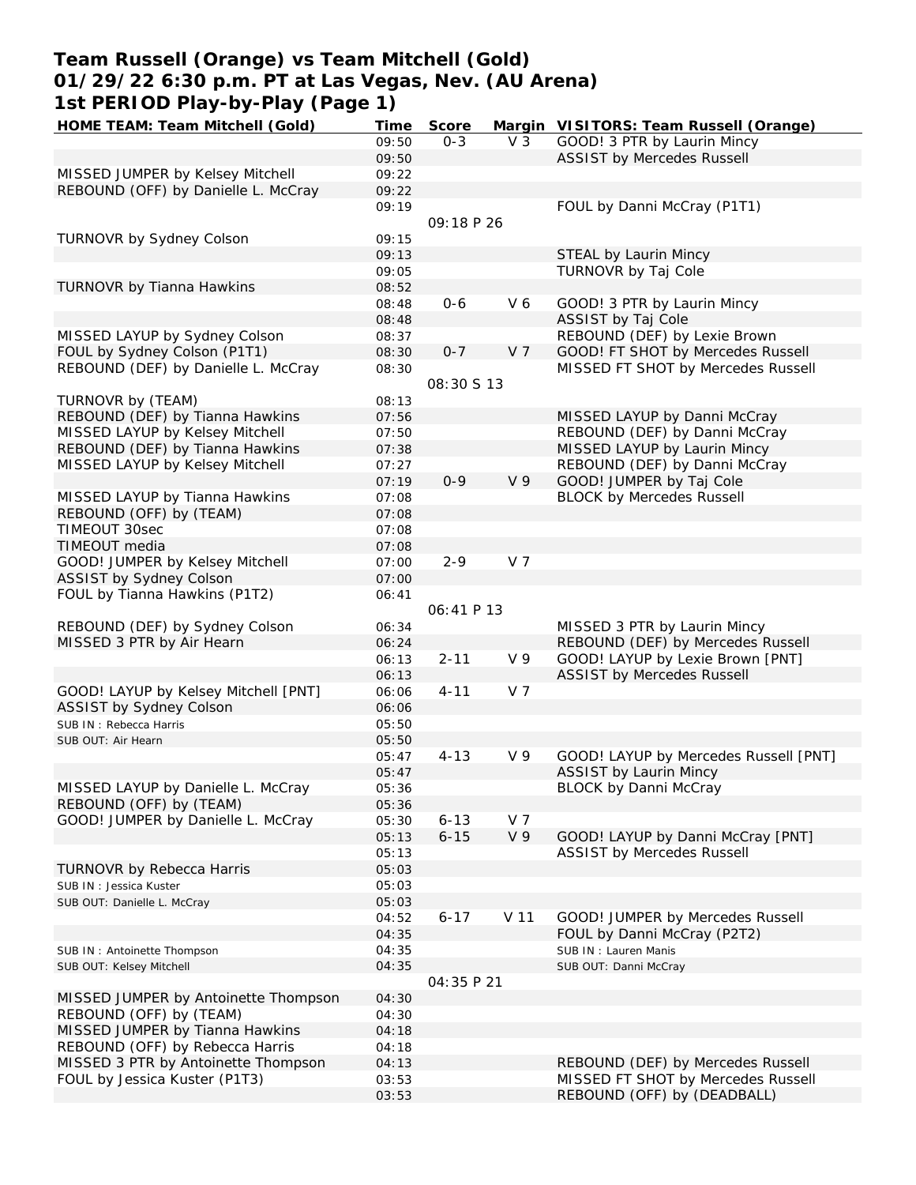# Team Russell (Orange) vs Team Mitchell (Gold)
## 01/29/22 6:30 p.m. PT at Las Vegas, Nev. (AU Arena)
## 1st PERIOD Play-by-Play (Page 1)

| HOME TEAM: Team Mitchell (Gold) | Time | Score | Margin | VISITORS: Team Russell (Orange) |
|---|---|---|---|---|
| | 09:50 | 0-3 | V 3 | GOOD! 3 PTR by Laurin Mincy |
| | 09:50 | | | ASSIST by Mercedes Russell |
| MISSED JUMPER by Kelsey Mitchell | 09:22 | | | |
| REBOUND (OFF) by Danielle L. McCray | 09:22 | | | |
| | 09:19 | | | FOUL by Danni McCray (P1T1) |
| | | 09:18 P 26 | | |
| TURNOVR by Sydney Colson | 09:15 | | | |
| | 09:13 | | | STEAL by Laurin Mincy |
| | 09:05 | | | TURNOVR by Taj Cole |
| TURNOVR by Tianna Hawkins | 08:52 | | | |
| | 08:48 | 0-6 | V 6 | GOOD! 3 PTR by Laurin Mincy |
| | 08:48 | | | ASSIST by Taj Cole |
| MISSED LAYUP by Sydney Colson | 08:37 | | | REBOUND (DEF) by Lexie Brown |
| FOUL by Sydney Colson (P1T1) | 08:30 | 0-7 | V 7 | GOOD! FT SHOT by Mercedes Russell |
| REBOUND (DEF) by Danielle L. McCray | 08:30 | | | MISSED FT SHOT by Mercedes Russell |
| | | 08:30 S 13 | | |
| TURNOVR by (TEAM) | 08:13 | | | |
| REBOUND (DEF) by Tianna Hawkins | 07:56 | | | MISSED LAYUP by Danni McCray |
| MISSED LAYUP by Kelsey Mitchell | 07:50 | | | REBOUND (DEF) by Danni McCray |
| REBOUND (DEF) by Tianna Hawkins | 07:38 | | | MISSED LAYUP by Laurin Mincy |
| MISSED LAYUP by Kelsey Mitchell | 07:27 | | | REBOUND (DEF) by Danni McCray |
| | 07:19 | 0-9 | V 9 | GOOD! JUMPER by Taj Cole |
| MISSED LAYUP by Tianna Hawkins | 07:08 | | | BLOCK by Mercedes Russell |
| REBOUND (OFF) by (TEAM) | 07:08 | | | |
| TIMEOUT 30sec | 07:08 | | | |
| TIMEOUT media | 07:08 | | | |
| GOOD! JUMPER by Kelsey Mitchell | 07:00 | 2-9 | V 7 | |
| ASSIST by Sydney Colson | 07:00 | | | |
| FOUL by Tianna Hawkins (P1T2) | 06:41 | | | |
| | | 06:41 P 13 | | |
| REBOUND (DEF) by Sydney Colson | 06:34 | | | MISSED 3 PTR by Laurin Mincy |
| MISSED 3 PTR by Air Hearn | 06:24 | | | REBOUND (DEF) by Mercedes Russell |
| | 06:13 | 2-11 | V 9 | GOOD! LAYUP by Lexie Brown [PNT] |
| | 06:13 | | | ASSIST by Mercedes Russell |
| GOOD! LAYUP by Kelsey Mitchell [PNT] | 06:06 | 4-11 | V 7 | |
| ASSIST by Sydney Colson | 06:06 | | | |
| SUB IN : Rebecca Harris | 05:50 | | | |
| SUB OUT: Air Hearn | 05:50 | | | |
| | 05:47 | 4-13 | V 9 | GOOD! LAYUP by Mercedes Russell [PNT] |
| | 05:47 | | | ASSIST by Laurin Mincy |
| MISSED LAYUP by Danielle L. McCray | 05:36 | | | BLOCK by Danni McCray |
| REBOUND (OFF) by (TEAM) | 05:36 | | | |
| GOOD! JUMPER by Danielle L. McCray | 05:30 | 6-13 | V 7 | |
| | 05:13 | 6-15 | V 9 | GOOD! LAYUP by Danni McCray [PNT] |
| | 05:13 | | | ASSIST by Mercedes Russell |
| TURNOVR by Rebecca Harris | 05:03 | | | |
| SUB IN : Jessica Kuster | 05:03 | | | |
| SUB OUT: Danielle L. McCray | 05:03 | | | |
| | 04:52 | 6-17 | V 11 | GOOD! JUMPER by Mercedes Russell |
| | 04:35 | | | FOUL by Danni McCray (P2T2) |
| SUB IN : Antoinette Thompson | 04:35 | | | SUB IN : Lauren Manis |
| SUB OUT: Kelsey Mitchell | 04:35 | | | SUB OUT: Danni McCray |
| | | 04:35 P 21 | | |
| MISSED JUMPER by Antoinette Thompson | 04:30 | | | |
| REBOUND (OFF) by (TEAM) | 04:30 | | | |
| MISSED JUMPER by Tianna Hawkins | 04:18 | | | |
| REBOUND (OFF) by Rebecca Harris | 04:18 | | | |
| MISSED 3 PTR by Antoinette Thompson | 04:13 | | | REBOUND (DEF) by Mercedes Russell |
| FOUL by Jessica Kuster (P1T3) | 03:53 | | | MISSED FT SHOT by Mercedes Russell |
| | 03:53 | | | REBOUND (OFF) by (DEADBALL) |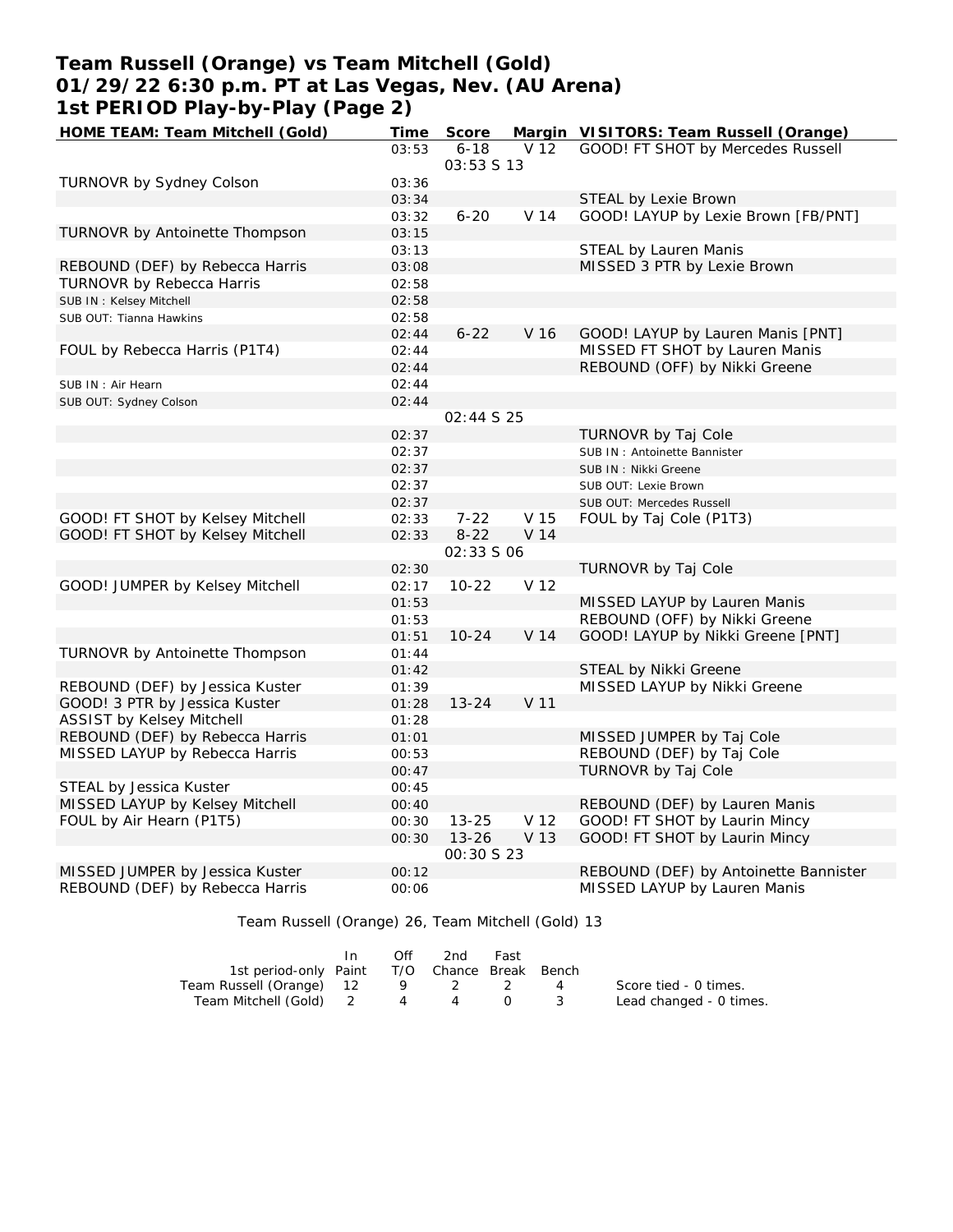# Team Russell (Orange) vs Team Mitchell (Gold)
## 01/29/22 6:30 p.m. PT at Las Vegas, Nev. (AU Arena)
## 1st PERIOD Play-by-Play (Page 2)

| HOME TEAM: Team Mitchell (Gold) | Time | Score | Margin | VISITORS: Team Russell (Orange) |
|---|---|---|---|---|
| | 03:53 | 6-18 | V 12 | GOOD! FT SHOT by Mercedes Russell |
| | | 03:53 S 13 | | |
| TURNOVR by Sydney Colson | 03:36 | | | |
| | 03:34 | | | STEAL by Lexie Brown |
| | 03:32 | 6-20 | V 14 | GOOD! LAYUP by Lexie Brown [FB/PNT] |
| TURNOVR by Antoinette Thompson | 03:15 | | | |
| | 03:13 | | | STEAL by Lauren Manis |
| REBOUND (DEF) by Rebecca Harris | 03:08 | | | MISSED 3 PTR by Lexie Brown |
| TURNOVR by Rebecca Harris | 02:58 | | | |
| SUB IN : Kelsey Mitchell | 02:58 | | | |
| SUB OUT: Tianna Hawkins | 02:58 | | | |
| | 02:44 | 6-22 | V 16 | GOOD! LAYUP by Lauren Manis [PNT] |
| FOUL by Rebecca Harris (P1T4) | 02:44 | | | MISSED FT SHOT by Lauren Manis |
| | 02:44 | | | REBOUND (OFF) by Nikki Greene |
| SUB IN : Air Hearn | 02:44 | | | |
| SUB OUT: Sydney Colson | 02:44 | | | |
| | | 02:44 S 25 | | |
| | 02:37 | | | TURNOVR by Taj Cole |
| | 02:37 | | | SUB IN : Antoinette Bannister |
| | 02:37 | | | SUB IN : Nikki Greene |
| | 02:37 | | | SUB OUT: Lexie Brown |
| | 02:37 | | | SUB OUT: Mercedes Russell |
| GOOD! FT SHOT by Kelsey Mitchell | 02:33 | 7-22 | V 15 | FOUL by Taj Cole (P1T3) |
| GOOD! FT SHOT by Kelsey Mitchell | 02:33 | 8-22 | V 14 | |
| | | 02:33 S 06 | | |
| | 02:30 | | | TURNOVR by Taj Cole |
| GOOD! JUMPER by Kelsey Mitchell | 02:17 | 10-22 | V 12 | |
| | 01:53 | | | MISSED LAYUP by Lauren Manis |
| | 01:53 | | | REBOUND (OFF) by Nikki Greene |
| | 01:51 | 10-24 | V 14 | GOOD! LAYUP by Nikki Greene [PNT] |
| TURNOVR by Antoinette Thompson | 01:44 | | | |
| | 01:42 | | | STEAL by Nikki Greene |
| REBOUND (DEF) by Jessica Kuster | 01:39 | | | MISSED LAYUP by Nikki Greene |
| GOOD! 3 PTR by Jessica Kuster | 01:28 | 13-24 | V 11 | |
| ASSIST by Kelsey Mitchell | 01:28 | | | |
| REBOUND (DEF) by Rebecca Harris | 01:01 | | | MISSED JUMPER by Taj Cole |
| MISSED LAYUP by Rebecca Harris | 00:53 | | | REBOUND (DEF) by Taj Cole |
| | 00:47 | | | TURNOVR by Taj Cole |
| STEAL by Jessica Kuster | 00:45 | | | |
| MISSED LAYUP by Kelsey Mitchell | 00:40 | | | REBOUND (DEF) by Lauren Manis |
| FOUL by Air Hearn (P1T5) | 00:30 | 13-25 | V 12 | GOOD! FT SHOT by Laurin Mincy |
| | 00:30 | 13-26 | V 13 | GOOD! FT SHOT by Laurin Mincy |
| | | 00:30 S 23 | | |
| MISSED JUMPER by Jessica Kuster | 00:12 | | | REBOUND (DEF) by Antoinette Bannister |
| REBOUND (DEF) by Rebecca Harris | 00:06 | | | MISSED LAYUP by Lauren Manis |

Team Russell (Orange) 26, Team Mitchell (Gold) 13

| 1st period-only | In Paint | Off T/O | 2nd Chance | Fast Break | Bench |
|---|---|---|---|---|---|
| Team Russell (Orange) | 12 | 9 | 2 | 2 | 4 |
| Team Mitchell (Gold) | 2 | 4 | 4 | 0 | 3 |

Score tied - 0 times.
Lead changed - 0 times.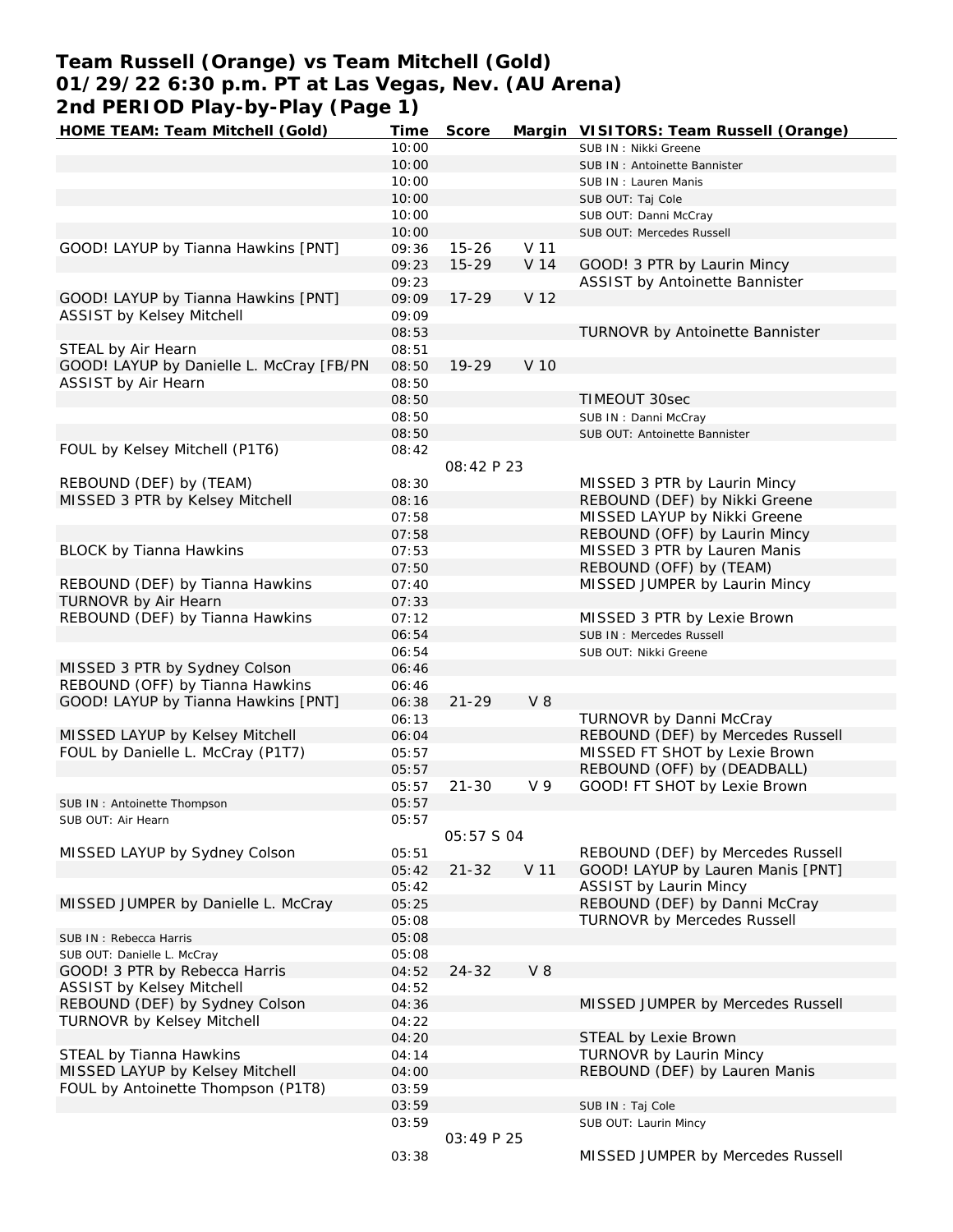# Team Russell (Orange) vs Team Mitchell (Gold)
## 01/29/22 6:30 p.m. PT at Las Vegas, Nev. (AU Arena)
## 2nd PERIOD Play-by-Play (Page 1)

| HOME TEAM: Team Mitchell (Gold) | Time | Score | Margin | VISITORS: Team Russell (Orange) |
|---|---|---|---|---|
| | 10:00 | | | SUB IN : Nikki Greene |
| | 10:00 | | | SUB IN : Antoinette Bannister |
| | 10:00 | | | SUB IN : Lauren Manis |
| | 10:00 | | | SUB OUT: Taj Cole |
| | 10:00 | | | SUB OUT: Danni McCray |
| | 10:00 | | | SUB OUT: Mercedes Russell |
| GOOD! LAYUP by Tianna Hawkins [PNT] | 09:36 | 15-26 | V 11 | |
| | 09:23 | 15-29 | V 14 | GOOD! 3 PTR by Laurin Mincy |
| | 09:23 | | | ASSIST by Antoinette Bannister |
| GOOD! LAYUP by Tianna Hawkins [PNT] | 09:09 | 17-29 | V 12 | |
| ASSIST by Kelsey Mitchell | 09:09 | | | |
| | 08:53 | | | TURNOVR by Antoinette Bannister |
| STEAL by Air Hearn | 08:51 | | | |
| GOOD! LAYUP by Danielle L. McCray [FB/PN | 08:50 | 19-29 | V 10 | |
| ASSIST by Air Hearn | 08:50 | | | |
| | 08:50 | | | TIMEOUT 30sec |
| | 08:50 | | | SUB IN : Danni McCray |
| | 08:50 | | | SUB OUT: Antoinette Bannister |
| FOUL by Kelsey Mitchell (P1T6) | 08:42 | | | |
| | | 08:42 P 23 | | |
| REBOUND (DEF) by (TEAM) | 08:30 | | | MISSED 3 PTR by Laurin Mincy |
| MISSED 3 PTR by Kelsey Mitchell | 08:16 | | | REBOUND (DEF) by Nikki Greene |
| | 07:58 | | | MISSED LAYUP by Nikki Greene |
| | 07:58 | | | REBOUND (OFF) by Laurin Mincy |
| BLOCK by Tianna Hawkins | 07:53 | | | MISSED 3 PTR by Lauren Manis |
| | 07:50 | | | REBOUND (OFF) by (TEAM) |
| REBOUND (DEF) by Tianna Hawkins | 07:40 | | | MISSED JUMPER by Laurin Mincy |
| TURNOVR by Air Hearn | 07:33 | | | |
| REBOUND (DEF) by Tianna Hawkins | 07:12 | | | MISSED 3 PTR by Lexie Brown |
| | 06:54 | | | SUB IN : Mercedes Russell |
| | 06:54 | | | SUB OUT: Nikki Greene |
| MISSED 3 PTR by Sydney Colson | 06:46 | | | |
| REBOUND (OFF) by Tianna Hawkins | 06:46 | | | |
| GOOD! LAYUP by Tianna Hawkins [PNT] | 06:38 | 21-29 | V 8 | |
| | 06:13 | | | TURNOVR by Danni McCray |
| MISSED LAYUP by Kelsey Mitchell | 06:04 | | | REBOUND (DEF) by Mercedes Russell |
| FOUL by Danielle L. McCray (P1T7) | 05:57 | | | MISSED FT SHOT by Lexie Brown |
| | 05:57 | | | REBOUND (OFF) by (DEADBALL) |
| | 05:57 | 21-30 | V 9 | GOOD! FT SHOT by Lexie Brown |
| SUB IN : Antoinette Thompson | 05:57 | | | |
| SUB OUT: Air Hearn | 05:57 | | | |
| | | 05:57 S 04 | | |
| MISSED LAYUP by Sydney Colson | 05:51 | | | REBOUND (DEF) by Mercedes Russell |
| | 05:42 | 21-32 | V 11 | GOOD! LAYUP by Lauren Manis [PNT] |
| | 05:42 | | | ASSIST by Laurin Mincy |
| MISSED JUMPER by Danielle L. McCray | 05:25 | | | REBOUND (DEF) by Danni McCray |
| | 05:08 | | | TURNOVR by Mercedes Russell |
| SUB IN : Rebecca Harris | 05:08 | | | |
| SUB OUT: Danielle L. McCray | 05:08 | | | |
| GOOD! 3 PTR by Rebecca Harris | 04:52 | 24-32 | V 8 | |
| ASSIST by Kelsey Mitchell | 04:52 | | | |
| REBOUND (DEF) by Sydney Colson | 04:36 | | | MISSED JUMPER by Mercedes Russell |
| TURNOVR by Kelsey Mitchell | 04:22 | | | |
| | 04:20 | | | STEAL by Lexie Brown |
| STEAL by Tianna Hawkins | 04:14 | | | TURNOVR by Laurin Mincy |
| MISSED LAYUP by Kelsey Mitchell | 04:00 | | | REBOUND (DEF) by Lauren Manis |
| FOUL by Antoinette Thompson (P1T8) | 03:59 | | | |
| | 03:59 | | | SUB IN : Taj Cole |
| | 03:59 | | | SUB OUT: Laurin Mincy |
| | | 03:49 P 25 | | |
| | 03:38 | | | MISSED JUMPER by Mercedes Russell |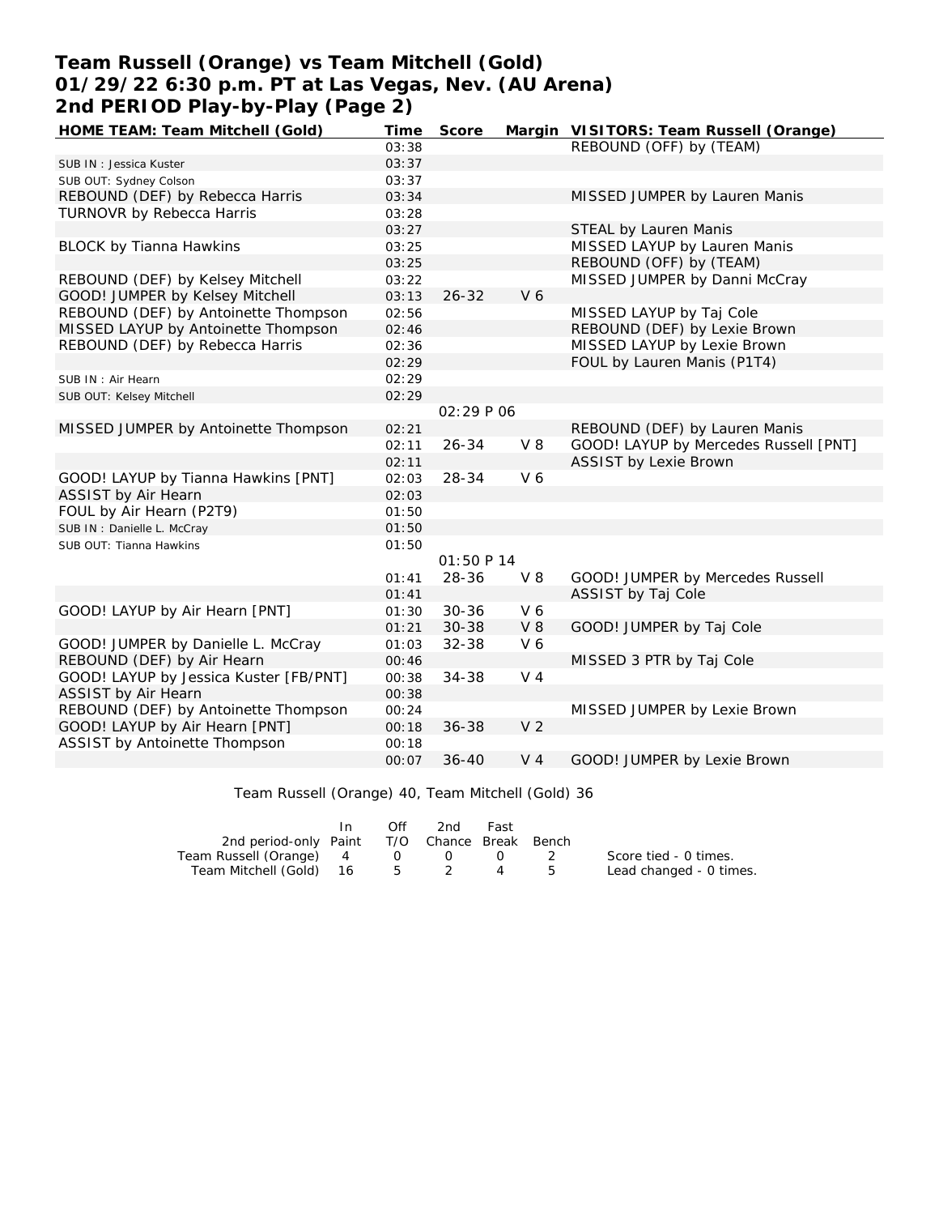# Team Russell (Orange) vs Team Mitchell (Gold)
## 01/29/22 6:30 p.m. PT at Las Vegas, Nev. (AU Arena)
## 2nd PERIOD Play-by-Play (Page 2)

| HOME TEAM: Team Mitchell (Gold) | Time | Score | Margin | VISITORS: Team Russell (Orange) |
|---|---|---|---|---|
| | 03:38 | | | REBOUND (OFF) by (TEAM) |
| SUB IN : Jessica Kuster | 03:37 | | | |
| SUB OUT: Sydney Colson | 03:37 | | | |
| REBOUND (DEF) by Rebecca Harris | 03:34 | | | MISSED JUMPER by Lauren Manis |
| TURNOVR by Rebecca Harris | 03:28 | | | |
| | 03:27 | | | STEAL by Lauren Manis |
| BLOCK by Tianna Hawkins | 03:25 | | | MISSED LAYUP by Lauren Manis |
| | 03:25 | | | REBOUND (OFF) by (TEAM) |
| REBOUND (DEF) by Kelsey Mitchell | 03:22 | | | MISSED JUMPER by Danni McCray |
| GOOD! JUMPER by Kelsey Mitchell | 03:13 | 26-32 | V 6 | |
| REBOUND (DEF) by Antoinette Thompson | 02:56 | | | MISSED LAYUP by Taj Cole |
| MISSED LAYUP by Antoinette Thompson | 02:46 | | | REBOUND (DEF) by Lexie Brown |
| REBOUND (DEF) by Rebecca Harris | 02:36 | | | MISSED LAYUP by Lexie Brown |
| | 02:29 | | | FOUL by Lauren Manis (P1T4) |
| SUB IN : Air Hearn | 02:29 | | | |
| SUB OUT: Kelsey Mitchell | 02:29 | | | |
| | | 02:29 P 06 | | |
| MISSED JUMPER by Antoinette Thompson | 02:21 | | | REBOUND (DEF) by Lauren Manis |
| | 02:11 | 26-34 | V 8 | GOOD! LAYUP by Mercedes Russell [PNT] |
| | 02:11 | | | ASSIST by Lexie Brown |
| GOOD! LAYUP by Tianna Hawkins [PNT] | 02:03 | 28-34 | V 6 | |
| ASSIST by Air Hearn | 02:03 | | | |
| FOUL by Air Hearn (P2T9) | 01:50 | | | |
| SUB IN : Danielle L. McCray | 01:50 | | | |
| SUB OUT: Tianna Hawkins | 01:50 | | | |
| | | 01:50 P 14 | | |
| | 01:41 | 28-36 | V 8 | GOOD! JUMPER by Mercedes Russell |
| | 01:41 | | | ASSIST by Taj Cole |
| GOOD! LAYUP by Air Hearn [PNT] | 01:30 | 30-36 | V 6 | |
| | 01:21 | 30-38 | V 8 | GOOD! JUMPER by Taj Cole |
| GOOD! JUMPER by Danielle L. McCray | 01:03 | 32-38 | V 6 | |
| REBOUND (DEF) by Air Hearn | 00:46 | | | MISSED 3 PTR by Taj Cole |
| GOOD! LAYUP by Jessica Kuster [FB/PNT] | 00:38 | 34-38 | V 4 | |
| ASSIST by Air Hearn | 00:38 | | | |
| REBOUND (DEF) by Antoinette Thompson | 00:24 | | | MISSED JUMPER by Lexie Brown |
| GOOD! LAYUP by Air Hearn [PNT] | 00:18 | 36-38 | V 2 | |
| ASSIST by Antoinette Thompson | 00:18 | | | |
| | 00:07 | 36-40 | V 4 | GOOD! JUMPER by Lexie Brown |

Team Russell (Orange) 40, Team Mitchell (Gold) 36

| 2nd period-only | In Paint | Off T/O | 2nd Chance | Fast Break | Bench |
|---|---|---|---|---|---|
| Team Russell (Orange) | 4 | 0 | 0 | 0 | 2 |
| Team Mitchell (Gold) | 16 | 5 | 2 | 4 | 5 |

Score tied - 0 times.
Lead changed - 0 times.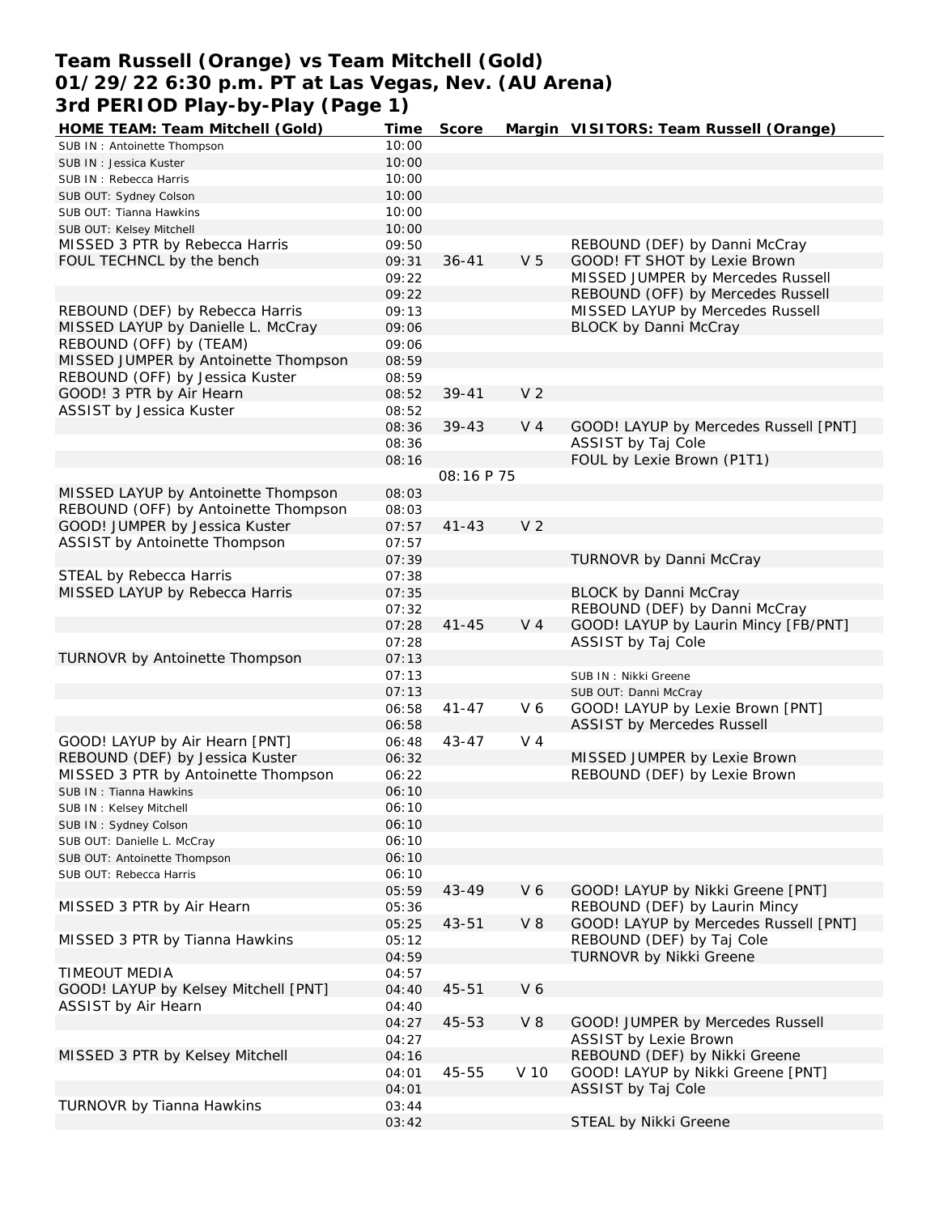# Team Russell (Orange) vs Team Mitchell (Gold)
## 01/29/22 6:30 p.m. PT at Las Vegas, Nev. (AU Arena)
## 3rd PERIOD Play-by-Play (Page 1)

| HOME TEAM: Team Mitchell (Gold) | Time | Score | Margin | VISITORS: Team Russell (Orange) |
|---|---|---|---|---|
| SUB IN : Antoinette Thompson | 10:00 | | | |
| SUB IN : Jessica Kuster | 10:00 | | | |
| SUB IN : Rebecca Harris | 10:00 | | | |
| SUB OUT: Sydney Colson | 10:00 | | | |
| SUB OUT: Tianna Hawkins | 10:00 | | | |
| SUB OUT: Kelsey Mitchell | 10:00 | | | |
| MISSED 3 PTR by Rebecca Harris | 09:50 | | | REBOUND (DEF) by Danni McCray |
| FOUL TECHNCL by the bench | 09:31 | 36-41 | V 5 | GOOD! FT SHOT by Lexie Brown |
| | 09:22 | | | MISSED JUMPER by Mercedes Russell |
| | 09:22 | | | REBOUND (OFF) by Mercedes Russell |
| REBOUND (DEF) by Rebecca Harris | 09:13 | | | MISSED LAYUP by Mercedes Russell |
| MISSED LAYUP by Danielle L. McCray | 09:06 | | | BLOCK by Danni McCray |
| REBOUND (OFF) by (TEAM) | 09:06 | | | |
| MISSED JUMPER by Antoinette Thompson | 08:59 | | | |
| REBOUND (OFF) by Jessica Kuster | 08:59 | | | |
| GOOD! 3 PTR by Air Hearn | 08:52 | 39-41 | V 2 | |
| ASSIST by Jessica Kuster | 08:52 | | | |
| | 08:36 | 39-43 | V 4 | GOOD! LAYUP by Mercedes Russell [PNT] |
| | 08:36 | | | ASSIST by Taj Cole |
| | 08:16 | | | FOUL by Lexie Brown (P1T1) |
| | | 08:16 P 75 | | |
| MISSED LAYUP by Antoinette Thompson | 08:03 | | | |
| REBOUND (OFF) by Antoinette Thompson | 08:03 | | | |
| GOOD! JUMPER by Jessica Kuster | 07:57 | 41-43 | V 2 | |
| ASSIST by Antoinette Thompson | 07:57 | | | |
| | 07:39 | | | TURNOVR by Danni McCray |
| STEAL by Rebecca Harris | 07:38 | | | |
| MISSED LAYUP by Rebecca Harris | 07:35 | | | BLOCK by Danni McCray |
| | 07:32 | | | REBOUND (DEF) by Danni McCray |
| | 07:28 | 41-45 | V 4 | GOOD! LAYUP by Laurin Mincy [FB/PNT] |
| | 07:28 | | | ASSIST by Taj Cole |
| TURNOVR by Antoinette Thompson | 07:13 | | | |
| | 07:13 | | | SUB IN : Nikki Greene |
| | 07:13 | | | SUB OUT: Danni McCray |
| | 06:58 | 41-47 | V 6 | GOOD! LAYUP by Lexie Brown [PNT] |
| | 06:58 | | | ASSIST by Mercedes Russell |
| GOOD! LAYUP by Air Hearn [PNT] | 06:48 | 43-47 | V 4 | |
| REBOUND (DEF) by Jessica Kuster | 06:32 | | | MISSED JUMPER by Lexie Brown |
| MISSED 3 PTR by Antoinette Thompson | 06:22 | | | REBOUND (DEF) by Lexie Brown |
| SUB IN : Tianna Hawkins | 06:10 | | | |
| SUB IN : Kelsey Mitchell | 06:10 | | | |
| SUB IN : Sydney Colson | 06:10 | | | |
| SUB OUT: Danielle L. McCray | 06:10 | | | |
| SUB OUT: Antoinette Thompson | 06:10 | | | |
| SUB OUT: Rebecca Harris | 06:10 | | | |
| | 05:59 | 43-49 | V 6 | GOOD! LAYUP by Nikki Greene [PNT] |
| MISSED 3 PTR by Air Hearn | 05:36 | | | REBOUND (DEF) by Laurin Mincy |
| | 05:25 | 43-51 | V 8 | GOOD! LAYUP by Mercedes Russell [PNT] |
| MISSED 3 PTR by Tianna Hawkins | 05:12 | | | REBOUND (DEF) by Taj Cole |
| | 04:59 | | | TURNOVR by Nikki Greene |
| TIMEOUT MEDIA | 04:57 | | | |
| GOOD! LAYUP by Kelsey Mitchell [PNT] | 04:40 | 45-51 | V 6 | |
| ASSIST by Air Hearn | 04:40 | | | |
| | 04:27 | 45-53 | V 8 | GOOD! JUMPER by Mercedes Russell |
| | 04:27 | | | ASSIST by Lexie Brown |
| MISSED 3 PTR by Kelsey Mitchell | 04:16 | | | REBOUND (DEF) by Nikki Greene |
| | 04:01 | 45-55 | V 10 | GOOD! LAYUP by Nikki Greene [PNT] |
| | 04:01 | | | ASSIST by Taj Cole |
| TURNOVR by Tianna Hawkins | 03:44 | | | |
| | 03:42 | | | STEAL by Nikki Greene |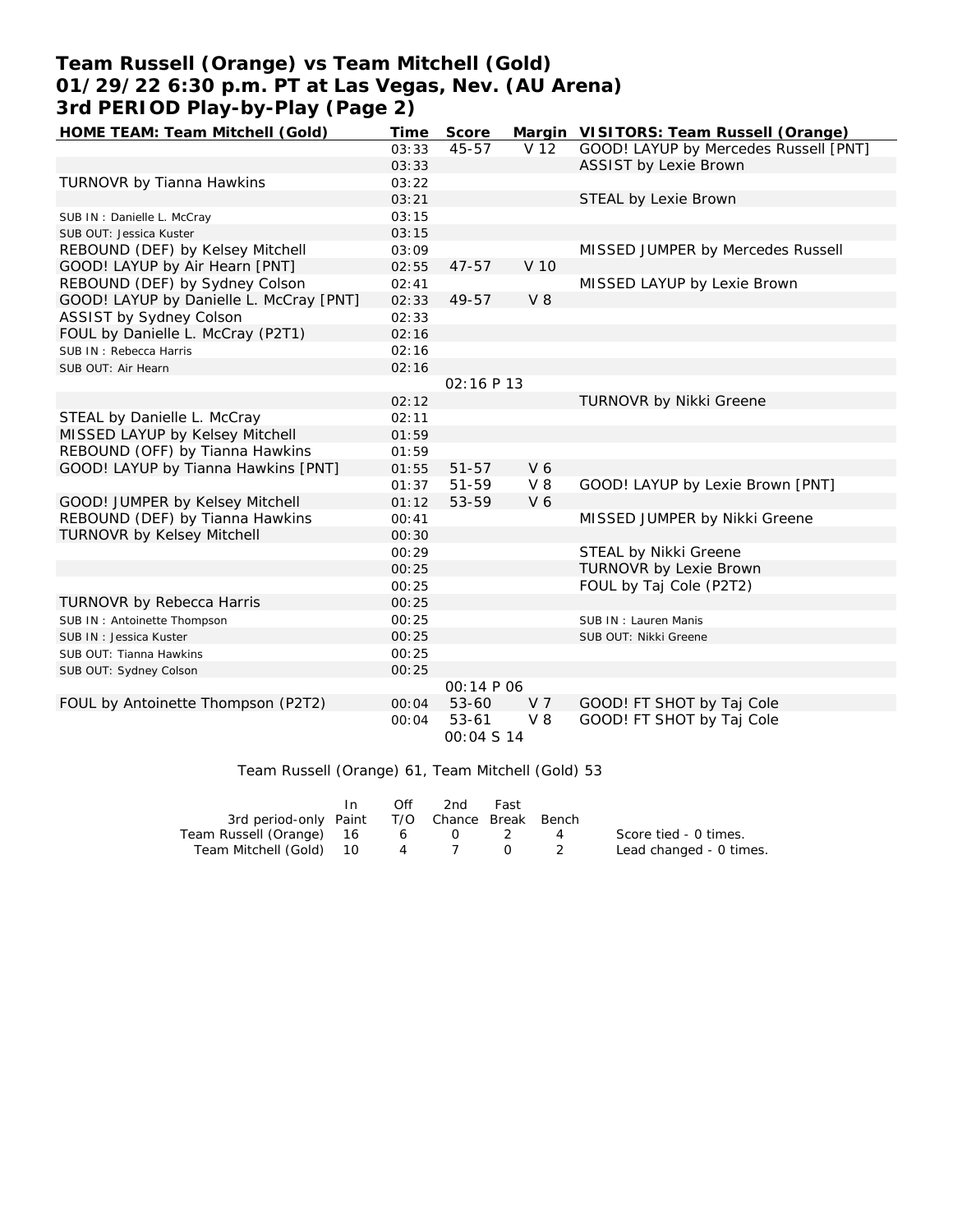# Team Russell (Orange) vs Team Mitchell (Gold)
# 01/29/22 6:30 p.m. PT at Las Vegas, Nev. (AU Arena)
# 3rd PERIOD Play-by-Play (Page 2)

| HOME TEAM: Team Mitchell (Gold) | Time | Score | Margin | VISITORS: Team Russell (Orange) |
|---|---|---|---|---|
| | 03:33 | 45-57 | V 12 | GOOD! LAYUP by Mercedes Russell [PNT] |
| | 03:33 | | | ASSIST by Lexie Brown |
| TURNOVR by Tianna Hawkins | 03:22 | | | |
| | 03:21 | | | STEAL by Lexie Brown |
| SUB IN : Danielle L. McCray | 03:15 | | | |
| SUB OUT: Jessica Kuster | 03:15 | | | |
| REBOUND (DEF) by Kelsey Mitchell | 03:09 | | | MISSED JUMPER by Mercedes Russell |
| GOOD! LAYUP by Air Hearn [PNT] | 02:55 | 47-57 | V 10 | |
| REBOUND (DEF) by Sydney Colson | 02:41 | | | MISSED LAYUP by Lexie Brown |
| GOOD! LAYUP by Danielle L. McCray [PNT] | 02:33 | 49-57 | V 8 | |
| ASSIST by Sydney Colson | 02:33 | | | |
| FOUL by Danielle L. McCray (P2T1) | 02:16 | | | |
| SUB IN : Rebecca Harris | 02:16 | | | |
| SUB OUT: Air Hearn | 02:16 | | | |
| | | 02:16 P 13 | | |
| | 02:12 | | | TURNOVR by Nikki Greene |
| STEAL by Danielle L. McCray | 02:11 | | | |
| MISSED LAYUP by Kelsey Mitchell | 01:59 | | | |
| REBOUND (OFF) by Tianna Hawkins | 01:59 | | | |
| GOOD! LAYUP by Tianna Hawkins [PNT] | 01:55 | 51-57 | V 6 | |
| | 01:37 | 51-59 | V 8 | GOOD! LAYUP by Lexie Brown [PNT] |
| GOOD! JUMPER by Kelsey Mitchell | 01:12 | 53-59 | V 6 | |
| REBOUND (DEF) by Tianna Hawkins | 00:41 | | | MISSED JUMPER by Nikki Greene |
| TURNOVR by Kelsey Mitchell | 00:30 | | | |
| | 00:29 | | | STEAL by Nikki Greene |
| | 00:25 | | | TURNOVR by Lexie Brown |
| | 00:25 | | | FOUL by Taj Cole (P2T2) |
| TURNOVR by Rebecca Harris | 00:25 | | | |
| SUB IN : Antoinette Thompson | 00:25 | | | SUB IN : Lauren Manis |
| SUB IN : Jessica Kuster | 00:25 | | | SUB OUT: Nikki Greene |
| SUB OUT: Tianna Hawkins | 00:25 | | | |
| SUB OUT: Sydney Colson | 00:25 | | | |
| | | 00:14 P 06 | | |
| FOUL by Antoinette Thompson (P2T2) | 00:04 | 53-60 | V 7 | GOOD! FT SHOT by Taj Cole |
| | 00:04 | 53-61 | V 8 | GOOD! FT SHOT by Taj Cole |
| | | 00:04 S 14 | | |

Team Russell (Orange) 61, Team Mitchell (Gold) 53

| 3rd period-only | In Paint | Off T/O | 2nd Chance | Fast Break | Bench |
|---|---|---|---|---|---|
| Team Russell (Orange) | 16 | 6 | 0 | 2 | 4 |
| Team Mitchell (Gold) | 10 | 4 | 7 | 0 | 2 |

Score tied - 0 times.
Lead changed - 0 times.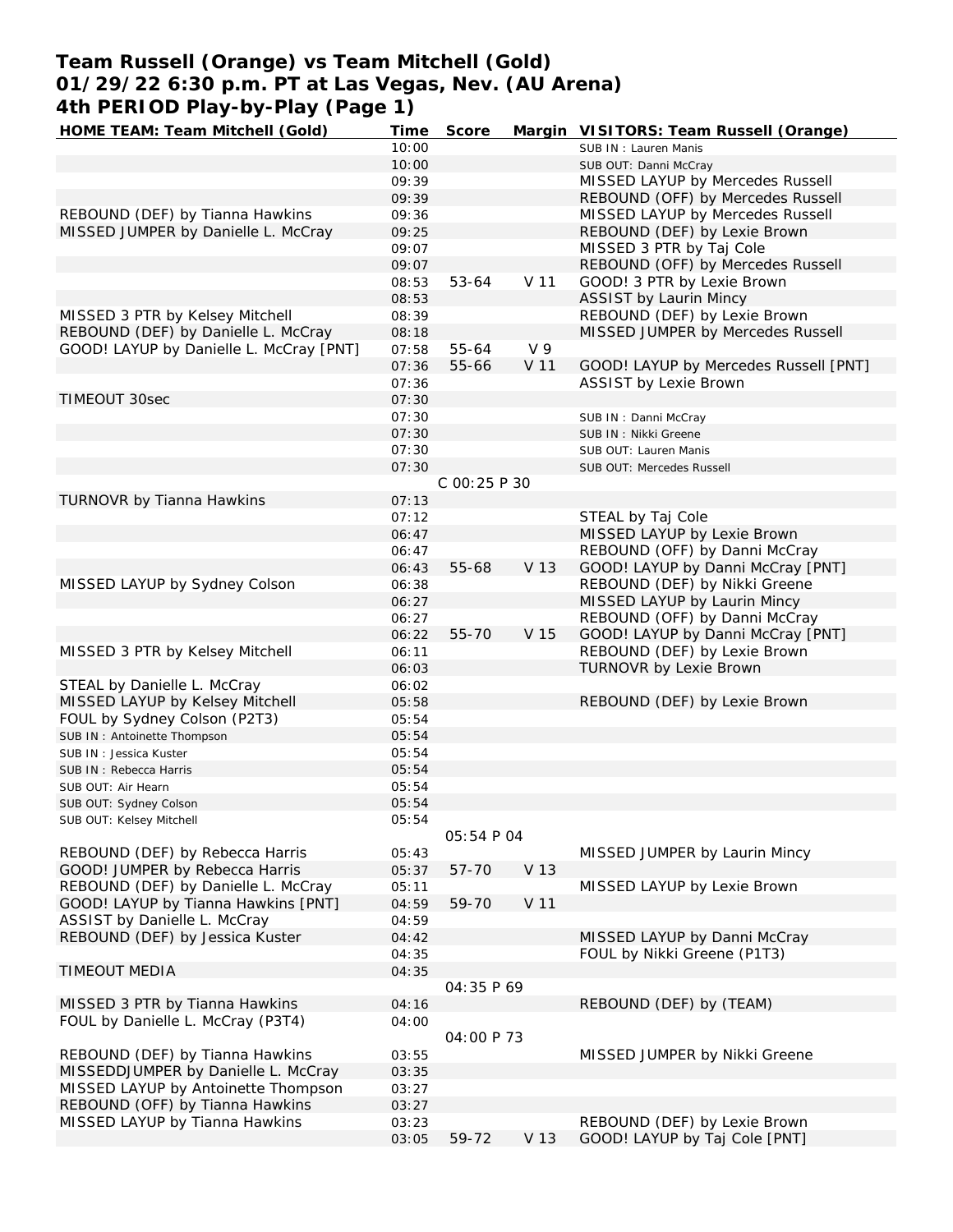# Team Russell (Orange) vs Team Mitchell (Gold)
## 01/29/22 6:30 p.m. PT at Las Vegas, Nev. (AU Arena)
## 4th PERIOD Play-by-Play (Page 1)

| HOME TEAM: Team Mitchell (Gold) | Time | Score | Margin | VISITORS: Team Russell (Orange) |
|---|---|---|---|---|
| | 10:00 | | | SUB IN : Lauren Manis |
| | 10:00 | | | SUB OUT: Danni McCray |
| | 09:39 | | | MISSED LAYUP by Mercedes Russell |
| | 09:39 | | | REBOUND (OFF) by Mercedes Russell |
| REBOUND (DEF) by Tianna Hawkins | 09:36 | | | MISSED LAYUP by Mercedes Russell |
| MISSED JUMPER by Danielle L. McCray | 09:25 | | | REBOUND (DEF) by Lexie Brown |
| | 09:07 | | | MISSED 3 PTR by Taj Cole |
| | 09:07 | | | REBOUND (OFF) by Mercedes Russell |
| | 08:53 | 53-64 | V 11 | GOOD! 3 PTR by Lexie Brown |
| | 08:53 | | | ASSIST by Laurin Mincy |
| MISSED 3 PTR by Kelsey Mitchell | 08:39 | | | REBOUND (DEF) by Lexie Brown |
| REBOUND (DEF) by Danielle L. McCray | 08:18 | | | MISSED JUMPER by Mercedes Russell |
| GOOD! LAYUP by Danielle L. McCray [PNT] | 07:58 | 55-64 | V 9 | |
| | 07:36 | 55-66 | V 11 | GOOD! LAYUP by Mercedes Russell [PNT] |
| | 07:36 | | | ASSIST by Lexie Brown |
| TIMEOUT 30sec | 07:30 | | | |
| | 07:30 | | | SUB IN : Danni McCray |
| | 07:30 | | | SUB IN : Nikki Greene |
| | 07:30 | | | SUB OUT: Lauren Manis |
| | 07:30 | | | SUB OUT: Mercedes Russell |
| | | C 00:25 P 30 | | |
| TURNOVR by Tianna Hawkins | 07:13 | | | |
| | 07:12 | | | STEAL by Taj Cole |
| | 06:47 | | | MISSED LAYUP by Lexie Brown |
| | 06:47 | | | REBOUND (OFF) by Danni McCray |
| | 06:43 | 55-68 | V 13 | GOOD! LAYUP by Danni McCray [PNT] |
| MISSED LAYUP by Sydney Colson | 06:38 | | | REBOUND (DEF) by Nikki Greene |
| | 06:27 | | | MISSED LAYUP by Laurin Mincy |
| | 06:27 | | | REBOUND (OFF) by Danni McCray |
| | 06:22 | 55-70 | V 15 | GOOD! LAYUP by Danni McCray [PNT] |
| MISSED 3 PTR by Kelsey Mitchell | 06:11 | | | REBOUND (DEF) by Lexie Brown |
| | 06:03 | | | TURNOVR by Lexie Brown |
| STEAL by Danielle L. McCray | 06:02 | | | |
| MISSED LAYUP by Kelsey Mitchell | 05:58 | | | REBOUND (DEF) by Lexie Brown |
| FOUL by Sydney Colson (P2T3) | 05:54 | | | |
| SUB IN : Antoinette Thompson | 05:54 | | | |
| SUB IN : Jessica Kuster | 05:54 | | | |
| SUB IN : Rebecca Harris | 05:54 | | | |
| SUB OUT: Air Hearn | 05:54 | | | |
| SUB OUT: Sydney Colson | 05:54 | | | |
| SUB OUT: Kelsey Mitchell | 05:54 | | | |
| | | 05:54 P 04 | | |
| REBOUND (DEF) by Rebecca Harris | 05:43 | | | MISSED JUMPER by Laurin Mincy |
| GOOD! JUMPER by Rebecca Harris | 05:37 | 57-70 | V 13 | |
| REBOUND (DEF) by Danielle L. McCray | 05:11 | | | MISSED LAYUP by Lexie Brown |
| GOOD! LAYUP by Tianna Hawkins [PNT] | 04:59 | 59-70 | V 11 | |
| ASSIST by Danielle L. McCray | 04:59 | | | |
| REBOUND (DEF) by Jessica Kuster | 04:42 | | | MISSED LAYUP by Danni McCray |
| | 04:35 | | | FOUL by Nikki Greene (P1T3) |
| TIMEOUT MEDIA | 04:35 | | | |
| | | 04:35 P 69 | | |
| MISSED 3 PTR by Tianna Hawkins | 04:16 | | | REBOUND (DEF) by (TEAM) |
| FOUL by Danielle L. McCray (P3T4) | 04:00 | | | |
| | | 04:00 P 73 | | |
| REBOUND (DEF) by Tianna Hawkins | 03:55 | | | MISSED JUMPER by Nikki Greene |
| MISSEDDJUMPER by Danielle L. McCray | 03:35 | | | |
| MISSED LAYUP by Antoinette Thompson | 03:27 | | | |
| REBOUND (OFF) by Tianna Hawkins | 03:27 | | | |
| MISSED LAYUP by Tianna Hawkins | 03:23 | | | REBOUND (DEF) by Lexie Brown |
| | 03:05 | 59-72 | V 13 | GOOD! LAYUP by Taj Cole [PNT] |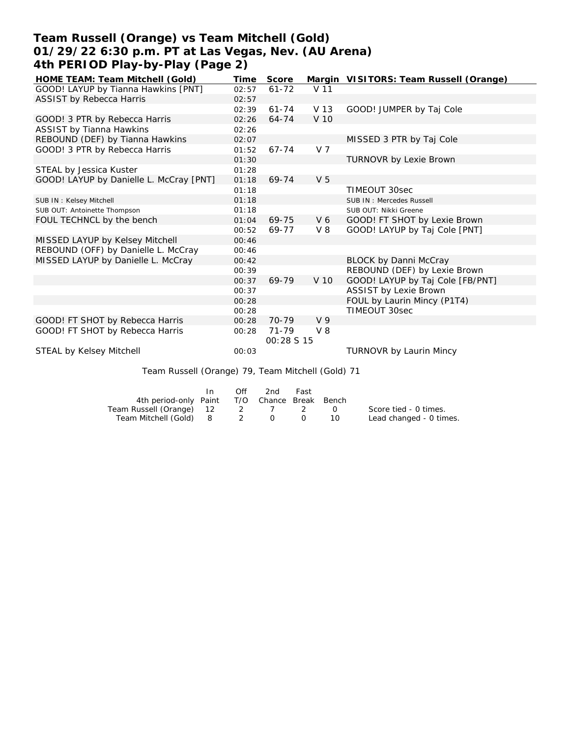# Team Russell (Orange) vs Team Mitchell (Gold)
## 01/29/22 6:30 p.m. PT at Las Vegas, Nev. (AU Arena)
## 4th PERIOD Play-by-Play (Page 2)

| HOME TEAM: Team Mitchell (Gold) | Time | Score | Margin | VISITORS: Team Russell (Orange) |
|---|---|---|---|---|
| GOOD! LAYUP by Tianna Hawkins [PNT] | 02:57 | 61-72 | V 11 | |
| ASSIST by Rebecca Harris | 02:57 | | | |
| | 02:39 | 61-74 | V 13 | GOOD! JUMPER by Taj Cole |
| GOOD! 3 PTR by Rebecca Harris | 02:26 | 64-74 | V 10 | |
| ASSIST by Tianna Hawkins | 02:26 | | | |
| REBOUND (DEF) by Tianna Hawkins | 02:07 | | | MISSED 3 PTR by Taj Cole |
| GOOD! 3 PTR by Rebecca Harris | 01:52 | 67-74 | V 7 | |
| | 01:30 | | | TURNOVR by Lexie Brown |
| STEAL by Jessica Kuster | 01:28 | | | |
| GOOD! LAYUP by Danielle L. McCray [PNT] | 01:18 | 69-74 | V 5 | |
| | 01:18 | | | TIMEOUT 30sec |
| SUB IN : Kelsey Mitchell | 01:18 | | | SUB IN : Mercedes Russell |
| SUB OUT: Antoinette Thompson | 01:18 | | | SUB OUT: Nikki Greene |
| FOUL TECHNCL by the bench | 01:04 | 69-75 | V 6 | GOOD! FT SHOT by Lexie Brown |
| | 00:52 | 69-77 | V 8 | GOOD! LAYUP by Taj Cole [PNT] |
| MISSED LAYUP by Kelsey Mitchell | 00:46 | | | |
| REBOUND (OFF) by Danielle L. McCray | 00:46 | | | |
| MISSED LAYUP by Danielle L. McCray | 00:42 | | | BLOCK by Danni McCray |
| | 00:39 | | | REBOUND (DEF) by Lexie Brown |
| | 00:37 | 69-79 | V 10 | GOOD! LAYUP by Taj Cole [FB/PNT] |
| | 00:37 | | | ASSIST by Lexie Brown |
| | 00:28 | | | FOUL by Laurin Mincy (P1T4) |
| | 00:28 | | | TIMEOUT 30sec |
| GOOD! FT SHOT by Rebecca Harris | 00:28 | 70-79 | V 9 | |
| GOOD! FT SHOT by Rebecca Harris | 00:28 | 71-79 | V 8 | |
| | | 00:28 S 15 | | |
| STEAL by Kelsey Mitchell | 00:03 | | | TURNOVR by Laurin Mincy |

Team Russell (Orange) 79, Team Mitchell (Gold) 71

| 4th period-only | In Paint | Off T/O | 2nd Chance | Fast Break | Bench | |
|---|---|---|---|---|---|---|
| Team Russell (Orange) | 12 | 2 | 7 | 2 | 0 | Score tied - 0 times. |
| Team Mitchell (Gold) | 8 | 2 | 0 | 0 | 10 | Lead changed - 0 times. |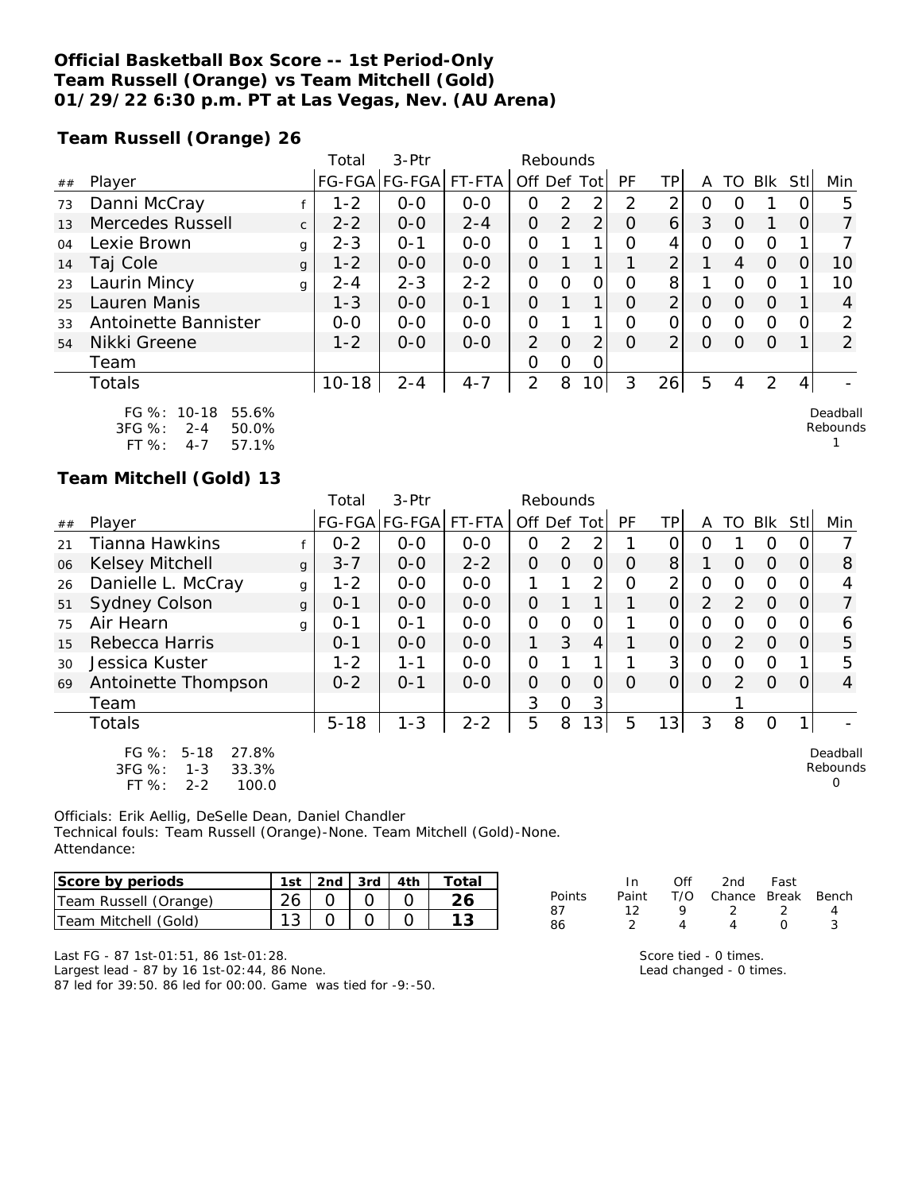**Official Basketball Box Score -- 1st Period-Only**
**Team Russell (Orange) vs Team Mitchell (Gold)**
**01/29/22 6:30 p.m. PT at Las Vegas, Nev. (AU Arena)**

**Team Russell (Orange) 26**

| ## | Player | | Total FG-FGA | 3-Ptr FG-FGA | FT-FTA | Rebounds Off | Def | Tot | PF | TP | A | TO | Blk | Stl | Min |
|---|---|---|---|---|---|---|---|---|---|---|---|---|---|---|---|
| 73 | Danni McCray | f | 1-2 | 0-0 | 0-0 | 0 | 2 | 2 | 2 | 2 | 0 | 0 | 1 | 0 | 5 |
| 13 | Mercedes Russell | c | 2-2 | 0-0 | 2-4 | 0 | 2 | 2 | 0 | 6 | 3 | 0 | 1 | 0 | 7 |
| 04 | Lexie Brown | g | 2-3 | 0-1 | 0-0 | 0 | 1 | 1 | 0 | 4 | 0 | 0 | 0 | 1 | 7 |
| 14 | Taj Cole | g | 1-2 | 0-0 | 0-0 | 0 | 1 | 1 | 1 | 2 | 1 | 4 | 0 | 0 | 10 |
| 23 | Laurin Mincy | g | 2-4 | 2-3 | 2-2 | 0 | 0 | 0 | 0 | 8 | 1 | 0 | 0 | 1 | 10 |
| 25 | Lauren Manis | | 1-3 | 0-0 | 0-1 | 0 | 1 | 1 | 0 | 2 | 0 | 0 | 0 | 1 | 4 |
| 33 | Antoinette Bannister | | 0-0 | 0-0 | 0-0 | 0 | 1 | 1 | 0 | 0 | 0 | 0 | 0 | 0 | 2 |
| 54 | Nikki Greene | | 1-2 | 0-0 | 0-0 | 2 | 0 | 2 | 0 | 2 | 0 | 0 | 0 | 1 | 2 |
| | Team | | | | | 0 | 0 | 0 | | | | | | | |
| | Totals | | 10-18 | 2-4 | 4-7 | 2 | 8 | 10 | 3 | 26 | 5 | 4 | 2 | 4 | - |

FG %: 10-18 55.6%
3FG %: 2-4 50.0%
FT %: 4-7 57.1%

Deadball Rebounds 1

**Team Mitchell (Gold) 13**

| ## | Player | | Total FG-FGA | 3-Ptr FG-FGA | FT-FTA | Rebounds Off | Def | Tot | PF | TP | A | TO | Blk | Stl | Min |
|---|---|---|---|---|---|---|---|---|---|---|---|---|---|---|---|
| 21 | Tianna Hawkins | f | 0-2 | 0-0 | 0-0 | 0 | 2 | 2 | 1 | 0 | 0 | 1 | 0 | 0 | 7 |
| 06 | Kelsey Mitchell | g | 3-7 | 0-0 | 2-2 | 0 | 0 | 0 | 0 | 8 | 1 | 0 | 0 | 0 | 8 |
| 26 | Danielle L. McCray | g | 1-2 | 0-0 | 0-0 | 1 | 1 | 2 | 0 | 2 | 0 | 0 | 0 | 0 | 4 |
| 51 | Sydney Colson | g | 0-1 | 0-0 | 0-0 | 0 | 1 | 1 | 1 | 0 | 2 | 2 | 0 | 0 | 7 |
| 75 | Air Hearn | g | 0-1 | 0-1 | 0-0 | 0 | 0 | 0 | 1 | 0 | 0 | 0 | 0 | 0 | 6 |
| 15 | Rebecca Harris | | 0-1 | 0-0 | 0-0 | 1 | 3 | 4 | 1 | 0 | 0 | 2 | 0 | 0 | 5 |
| 30 | Jessica Kuster | | 1-2 | 1-1 | 0-0 | 0 | 1 | 1 | 1 | 3 | 0 | 0 | 0 | 1 | 5 |
| 69 | Antoinette Thompson | | 0-2 | 0-1 | 0-0 | 0 | 0 | 0 | 0 | 0 | 0 | 2 | 0 | 0 | 4 |
| | Team | | | | | 3 | 0 | 3 | | | | 1 | | | |
| | Totals | | 5-18 | 1-3 | 2-2 | 5 | 8 | 13 | 5 | 13 | 3 | 8 | 0 | 1 | - |

FG %: 5-18 27.8%
3FG %: 1-3 33.3%
FT %: 2-2 100.0

Deadball Rebounds 0

Officials: Erik Aellig, DeSelle Dean, Daniel Chandler
Technical fouls: Team Russell (Orange)-None. Team Mitchell (Gold)-None.
Attendance:

| Score by periods | 1st | 2nd | 3rd | 4th | Total |
|---|---|---|---|---|---|
| Team Russell (Orange) | 26 | 0 | 0 | 0 | 26 |
| Team Mitchell (Gold) | 13 | 0 | 0 | 0 | 13 |

| Points | In Paint | Off T/O | 2nd Chance | Fast Break | Bench |
|---|---|---|---|---|---|
| 87 | 12 | 9 | 2 | 2 | 4 |
| 86 | 2 | 4 | 4 | 0 | 3 |

Last FG - 87 1st-01:51, 86 1st-01:28.
Largest lead - 87 by 16 1st-02:44, 86 None.
87 led for 39:50. 86 led for 00:00. Game was tied for -9:-50.

Score tied - 0 times.
Lead changed - 0 times.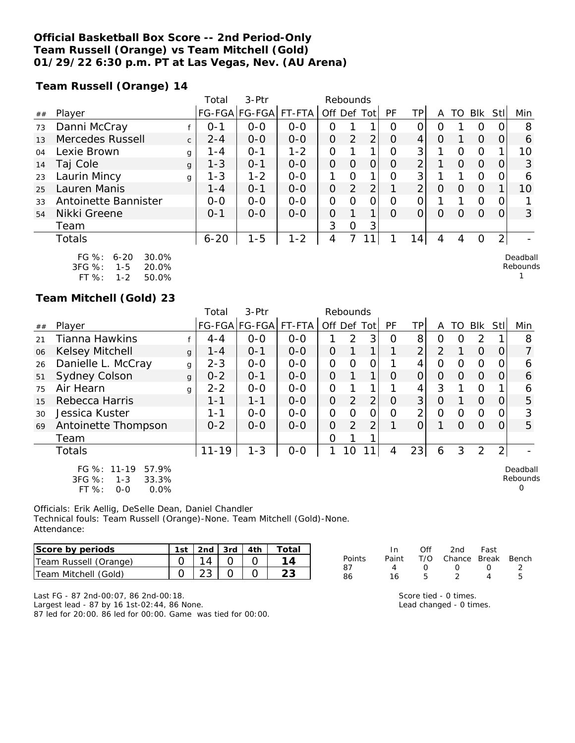**Official Basketball Box Score -- 2nd Period-Only**
**Team Russell (Orange) vs Team Mitchell (Gold)**
**01/29/22 6:30 p.m. PT at Las Vegas, Nev. (AU Arena)**

**Team Russell (Orange) 14**

| ## | Player | | Total FG-FGA | 3-Ptr FG-FGA | FT-FTA | Rebounds Off | Def | Tot | PF | TP | A | TO | Blk | Stl | Min |
|---|---|---|---|---|---|---|---|---|---|---|---|---|---|---|---|
| 73 | Danni McCray | f | 0-1 | 0-0 | 0-0 | 0 | 1 | 1 | 0 | 0 | 0 | 1 | 0 | 0 | 8 |
| 13 | Mercedes Russell | c | 2-4 | 0-0 | 0-0 | 0 | 2 | 2 | 0 | 4 | 0 | 1 | 0 | 0 | 6 |
| 04 | Lexie Brown | g | 1-4 | 0-1 | 1-2 | 0 | 1 | 1 | 0 | 3 | 1 | 0 | 0 | 1 | 10 |
| 14 | Taj Cole | g | 1-3 | 0-1 | 0-0 | 0 | 0 | 0 | 0 | 2 | 1 | 0 | 0 | 0 | 3 |
| 23 | Laurin Mincy | g | 1-3 | 1-2 | 0-0 | 1 | 0 | 1 | 0 | 3 | 1 | 1 | 0 | 0 | 6 |
| 25 | Lauren Manis | | 1-4 | 0-1 | 0-0 | 0 | 2 | 2 | 1 | 2 | 0 | 0 | 0 | 1 | 10 |
| 33 | Antoinette Bannister | | 0-0 | 0-0 | 0-0 | 0 | 0 | 0 | 0 | 0 | 1 | 1 | 0 | 0 | 1 |
| 54 | Nikki Greene | | 0-1 | 0-0 | 0-0 | 0 | 1 | 1 | 0 | 0 | 0 | 0 | 0 | 0 | 3 |
| | Team | | | | | 3 | 0 | 3 | | | | | | | |
| | Totals | | 6-20 | 1-5 | 1-2 | 4 | 7 | 11 | 1 | 14 | 4 | 4 | 0 | 2 | - |

FG %: 6-20 30.0%
3FG %: 1-5 20.0%
FT %: 1-2 50.0%

Deadball Rebounds 1

**Team Mitchell (Gold) 23**

| ## | Player | | Total FG-FGA | 3-Ptr FG-FGA | FT-FTA | Rebounds Off | Def | Tot | PF | TP | A | TO | Blk | Stl | Min |
|---|---|---|---|---|---|---|---|---|---|---|---|---|---|---|---|
| 21 | Tianna Hawkins | f | 4-4 | 0-0 | 0-0 | 1 | 2 | 3 | 0 | 8 | 0 | 0 | 2 | 1 | 8 |
| 06 | Kelsey Mitchell | g | 1-4 | 0-1 | 0-0 | 0 | 1 | 1 | 1 | 2 | 2 | 1 | 0 | 0 | 7 |
| 26 | Danielle L. McCray | g | 2-3 | 0-0 | 0-0 | 0 | 0 | 0 | 1 | 4 | 0 | 0 | 0 | 0 | 6 |
| 51 | Sydney Colson | g | 0-2 | 0-1 | 0-0 | 0 | 1 | 1 | 0 | 0 | 0 | 0 | 0 | 0 | 6 |
| 75 | Air Hearn | g | 2-2 | 0-0 | 0-0 | 0 | 1 | 1 | 1 | 4 | 3 | 1 | 0 | 1 | 6 |
| 15 | Rebecca Harris | | 1-1 | 1-1 | 0-0 | 0 | 2 | 2 | 0 | 3 | 0 | 1 | 0 | 0 | 5 |
| 30 | Jessica Kuster | | 1-1 | 0-0 | 0-0 | 0 | 0 | 0 | 0 | 2 | 0 | 0 | 0 | 0 | 3 |
| 69 | Antoinette Thompson | | 0-2 | 0-0 | 0-0 | 0 | 2 | 2 | 1 | 0 | 1 | 0 | 0 | 0 | 5 |
| | Team | | | | | 0 | 1 | 1 | | | | | | | |
| | Totals | | 11-19 | 1-3 | 0-0 | 1 | 10 | 11 | 4 | 23 | 6 | 3 | 2 | 2 | - |

FG %: 11-19 57.9%
3FG %: 1-3 33.3%
FT %: 0-0 0.0%

Deadball Rebounds 0

Officials: Erik Aellig, DeSelle Dean, Daniel Chandler
Technical fouls: Team Russell (Orange)-None. Team Mitchell (Gold)-None.
Attendance:

| Score by periods | 1st | 2nd | 3rd | 4th | Total |
|---|---|---|---|---|---|
| Team Russell (Orange) | 0 | 14 | 0 | 0 | 14 |
| Team Mitchell (Gold) | 0 | 23 | 0 | 0 | 23 |

| Points | In Paint | Off T/O | 2nd Chance | Fast Break | Bench |
|---|---|---|---|---|---|
| 87 | 4 | 0 | 0 | 0 | 2 |
| 86 | 16 | 5 | 2 | 4 | 5 |

Last FG - 87 2nd-00:07, 86 2nd-00:18.
Largest lead - 87 by 16 1st-02:44, 86 None.
87 led for 20:00. 86 led for 00:00. Game was tied for 00:00.

Score tied - 0 times.
Lead changed - 0 times.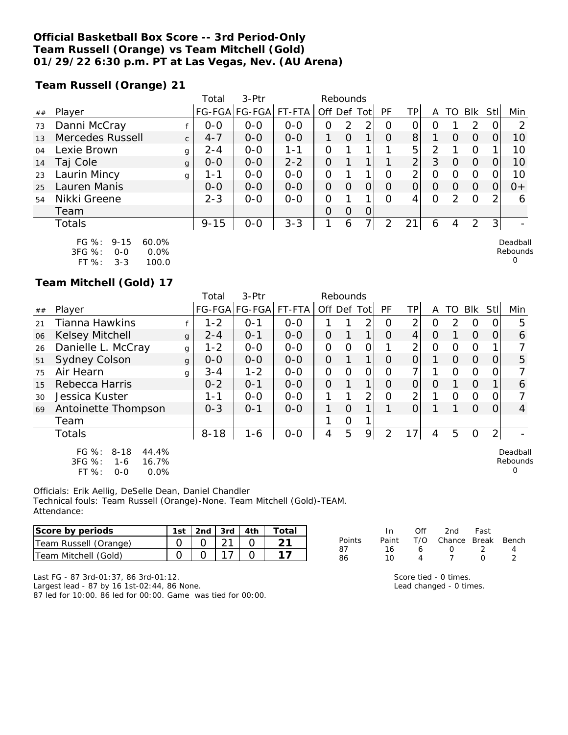**Official Basketball Box Score -- 3rd Period-Only**
**Team Russell (Orange) vs Team Mitchell (Gold)**
**01/29/22 6:30 p.m. PT at Las Vegas, Nev. (AU Arena)**

**Team Russell (Orange) 21**

| ## | Player | | Total FG-FGA | 3-Ptr FG-FGA | FT-FTA | Rebounds Off | Def | Tot | PF | TP | A | TO | Blk | Stl | Min |
|---|---|---|---|---|---|---|---|---|---|---|---|---|---|---|---|
| 73 | Danni McCray | f | 0-0 | 0-0 | 0-0 | 0 | 2 | 2 | 0 | 0 | 0 | 1 | 2 | 0 | 2 |
| 13 | Mercedes Russell | c | 4-7 | 0-0 | 0-0 | 1 | 0 | 1 | 0 | 8 | 1 | 0 | 0 | 0 | 10 |
| 04 | Lexie Brown | g | 2-4 | 0-0 | 1-1 | 0 | 1 | 1 | 1 | 5 | 2 | 1 | 0 | 1 | 10 |
| 14 | Taj Cole | g | 0-0 | 0-0 | 2-2 | 0 | 1 | 1 | 1 | 2 | 3 | 0 | 0 | 0 | 10 |
| 23 | Laurin Mincy | g | 1-1 | 0-0 | 0-0 | 0 | 1 | 1 | 0 | 2 | 0 | 0 | 0 | 0 | 10 |
| 25 | Lauren Manis | | 0-0 | 0-0 | 0-0 | 0 | 0 | 0 | 0 | 0 | 0 | 0 | 0 | 0 | 0+ |
| 54 | Nikki Greene | | 2-3 | 0-0 | 0-0 | 0 | 1 | 1 | 0 | 4 | 0 | 2 | 0 | 2 | 6 |
| | Team | | | | | 0 | 0 | 0 | | | | | | | |
| | Totals | | 9-15 | 0-0 | 3-3 | 1 | 6 | 7 | 2 | 21 | 6 | 4 | 2 | 3 | - |

FG %: 9-15 60.0%
3FG %: 0-0 0.0%
FT %: 3-3 100.0

Deadball Rebounds 0

**Team Mitchell (Gold) 17**

| ## | Player | | Total FG-FGA | 3-Ptr FG-FGA | FT-FTA | Rebounds Off | Def | Tot | PF | TP | A | TO | Blk | Stl | Min |
|---|---|---|---|---|---|---|---|---|---|---|---|---|---|---|---|
| 21 | Tianna Hawkins | f | 1-2 | 0-1 | 0-0 | 1 | 1 | 2 | 0 | 2 | 0 | 2 | 0 | 0 | 5 |
| 06 | Kelsey Mitchell | g | 2-4 | 0-1 | 0-0 | 0 | 1 | 1 | 0 | 4 | 0 | 1 | 0 | 0 | 6 |
| 26 | Danielle L. McCray | g | 1-2 | 0-0 | 0-0 | 0 | 0 | 0 | 1 | 2 | 0 | 0 | 0 | 1 | 7 |
| 51 | Sydney Colson | g | 0-0 | 0-0 | 0-0 | 0 | 1 | 1 | 0 | 0 | 1 | 0 | 0 | 0 | 5 |
| 75 | Air Hearn | g | 3-4 | 1-2 | 0-0 | 0 | 0 | 0 | 0 | 7 | 1 | 0 | 0 | 0 | 7 |
| 15 | Rebecca Harris | | 0-2 | 0-1 | 0-0 | 0 | 1 | 1 | 0 | 0 | 0 | 1 | 0 | 1 | 6 |
| 30 | Jessica Kuster | | 1-1 | 0-0 | 0-0 | 1 | 1 | 2 | 0 | 2 | 1 | 0 | 0 | 0 | 7 |
| 69 | Antoinette Thompson | | 0-3 | 0-1 | 0-0 | 1 | 0 | 1 | 1 | 0 | 1 | 1 | 0 | 0 | 4 |
| | Team | | | | | 1 | 0 | 1 | | | | | | | |
| | Totals | | 8-18 | 1-6 | 0-0 | 4 | 5 | 9 | 2 | 17 | 4 | 5 | 0 | 2 | - |

FG %: 8-18 44.4%
3FG %: 1-6 16.7%
FT %: 0-0 0.0%

Deadball Rebounds 0

Officials: Erik Aellig, DeSelle Dean, Daniel Chandler
Technical fouls: Team Russell (Orange)-None. Team Mitchell (Gold)-TEAM.
Attendance:

| Score by periods | 1st | 2nd | 3rd | 4th | Total |
|---|---|---|---|---|---|
| Team Russell (Orange) | 0 | 0 | 21 | 0 | 21 |
| Team Mitchell (Gold) | 0 | 0 | 17 | 0 | 17 |

| Points | In Paint | Off T/O | 2nd Chance | Fast Break | Bench |
|---|---|---|---|---|---|
| 87 | 16 | 6 | 0 | 2 | 4 |
| 86 | 10 | 4 | 7 | 0 | 2 |

Last FG - 87 3rd-01:37, 86 3rd-01:12.
Largest lead - 87 by 16 1st-02:44, 86 None.
87 led for 10:00. 86 led for 00:00. Game was tied for 00:00.

Score tied - 0 times.
Lead changed - 0 times.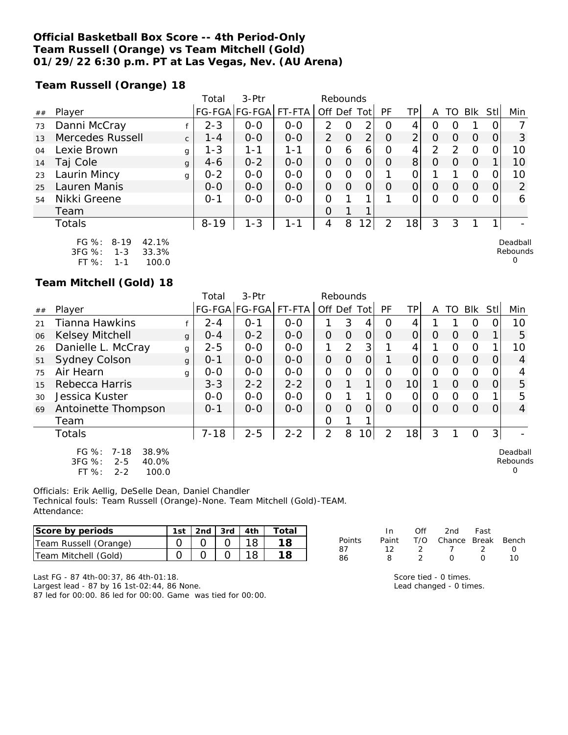**Official Basketball Box Score -- 4th Period-Only**
**Team Russell (Orange) vs Team Mitchell (Gold)**
**01/29/22 6:30 p.m. PT at Las Vegas, Nev. (AU Arena)**

**Team Russell (Orange) 18**

| ## | Player | | Total FG-FGA | 3-Ptr FG-FGA | FT-FTA | Rebounds Off | Def | Tot | PF | TP | A | TO | Blk | Stl | Min |
|---|---|---|---|---|---|---|---|---|---|---|---|---|---|---|---|
| 73 | Danni McCray | f | 2-3 | 0-0 | 0-0 | 2 | 0 | 2 | 0 | 4 | 0 | 0 | 1 | 0 | 7 |
| 13 | Mercedes Russell | c | 1-4 | 0-0 | 0-0 | 2 | 0 | 2 | 0 | 2 | 0 | 0 | 0 | 0 | 3 |
| 04 | Lexie Brown | g | 1-3 | 1-1 | 1-1 | 0 | 6 | 6 | 0 | 4 | 2 | 2 | 0 | 0 | 10 |
| 14 | Taj Cole | g | 4-6 | 0-2 | 0-0 | 0 | 0 | 0 | 0 | 8 | 0 | 0 | 0 | 1 | 10 |
| 23 | Laurin Mincy | g | 0-2 | 0-0 | 0-0 | 0 | 0 | 0 | 1 | 0 | 1 | 1 | 0 | 0 | 10 |
| 25 | Lauren Manis | | 0-0 | 0-0 | 0-0 | 0 | 0 | 0 | 0 | 0 | 0 | 0 | 0 | 0 | 2 |
| 54 | Nikki Greene | | 0-1 | 0-0 | 0-0 | 0 | 1 | 1 | 1 | 0 | 0 | 0 | 0 | 0 | 6 |
| | Team | | | | | 0 | 1 | 1 | | | | | | | |
| | Totals | | 8-19 | 1-3 | 1-1 | 4 | 8 | 12 | 2 | 18 | 3 | 3 | 1 | 1 | - |

FG %: 8-19 42.1%
3FG %: 1-3 33.3%
FT %: 1-1 100.0

Deadball Rebounds 0

**Team Mitchell (Gold) 18**

| ## | Player | | Total FG-FGA | 3-Ptr FG-FGA | FT-FTA | Rebounds Off | Def | Tot | PF | TP | A | TO | Blk | Stl | Min |
|---|---|---|---|---|---|---|---|---|---|---|---|---|---|---|---|
| 21 | Tianna Hawkins | f | 2-4 | 0-1 | 0-0 | 1 | 3 | 4 | 0 | 4 | 1 | 1 | 0 | 0 | 10 |
| 06 | Kelsey Mitchell | g | 0-4 | 0-2 | 0-0 | 0 | 0 | 0 | 0 | 0 | 0 | 0 | 0 | 1 | 5 |
| 26 | Danielle L. McCray | g | 2-5 | 0-0 | 0-0 | 1 | 2 | 3 | 1 | 4 | 1 | 0 | 0 | 1 | 10 |
| 51 | Sydney Colson | g | 0-1 | 0-0 | 0-0 | 0 | 0 | 0 | 1 | 0 | 0 | 0 | 0 | 0 | 4 |
| 75 | Air Hearn | g | 0-0 | 0-0 | 0-0 | 0 | 0 | 0 | 0 | 0 | 0 | 0 | 0 | 0 | 4 |
| 15 | Rebecca Harris | | 3-3 | 2-2 | 2-2 | 0 | 1 | 1 | 0 | 10 | 1 | 0 | 0 | 0 | 5 |
| 30 | Jessica Kuster | | 0-0 | 0-0 | 0-0 | 0 | 1 | 1 | 0 | 0 | 0 | 0 | 0 | 1 | 5 |
| 69 | Antoinette Thompson | | 0-1 | 0-0 | 0-0 | 0 | 0 | 0 | 0 | 0 | 0 | 0 | 0 | 0 | 4 |
| | Team | | | | | 0 | 1 | 1 | | | | | | | |
| | Totals | | 7-18 | 2-5 | 2-2 | 2 | 8 | 10 | 2 | 18 | 3 | 1 | 0 | 3 | - |

FG %: 7-18 38.9%
3FG %: 2-5 40.0%
FT %: 2-2 100.0

Deadball Rebounds 0

Officials: Erik Aellig, DeSelle Dean, Daniel Chandler
Technical fouls: Team Russell (Orange)-None. Team Mitchell (Gold)-TEAM.
Attendance:

| Score by periods | 1st | 2nd | 3rd | 4th | Total |
|---|---|---|---|---|---|
| Team Russell (Orange) | 0 | 0 | 0 | 18 | **18** |
| Team Mitchell (Gold) | 0 | 0 | 0 | 18 | **18** |

| Points | In Paint | Off T/O | 2nd Chance | Fast Break | Bench |
|---|---|---|---|---|---|
| 87 | 12 | 2 | 7 | 2 | 0 |
| 86 | 8 | 2 | 0 | 0 | 10 |

Last FG - 87 4th-00:37, 86 4th-01:18.
Largest lead - 87 by 16 1st-02:44, 86 None.
87 led for 00:00. 86 led for 00:00. Game was tied for 00:00.

Score tied - 0 times.
Lead changed - 0 times.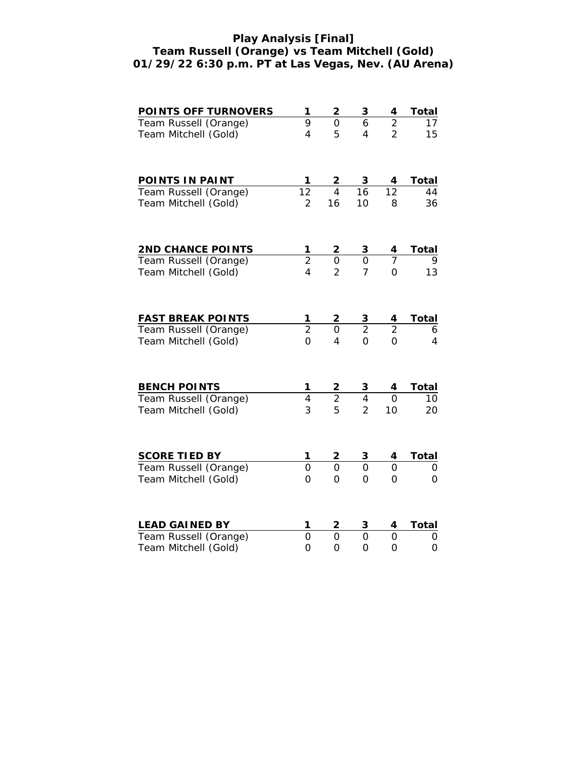# Play Analysis [Final]
## Team Russell (Orange) vs Team Mitchell (Gold)
## 01/29/22 6:30 p.m. PT at Las Vegas, Nev. (AU Arena)

| POINTS OFF TURNOVERS | 1 | 2 | 3 | 4 | Total |
|---|---|---|---|---|---|
| Team Russell (Orange) | 9 | 0 | 6 | 2 | 17 |
| Team Mitchell (Gold) | 4 | 5 | 4 | 2 | 15 |

| POINTS IN PAINT | 1 | 2 | 3 | 4 | Total |
|---|---|---|---|---|---|
| Team Russell (Orange) | 12 | 4 | 16 | 12 | 44 |
| Team Mitchell (Gold) | 2 | 16 | 10 | 8 | 36 |

| 2ND CHANCE POINTS | 1 | 2 | 3 | 4 | Total |
|---|---|---|---|---|---|
| Team Russell (Orange) | 2 | 0 | 0 | 7 | 9 |
| Team Mitchell (Gold) | 4 | 2 | 7 | 0 | 13 |

| FAST BREAK POINTS | 1 | 2 | 3 | 4 | Total |
|---|---|---|---|---|---|
| Team Russell (Orange) | 2 | 0 | 2 | 2 | 6 |
| Team Mitchell (Gold) | 0 | 4 | 0 | 0 | 4 |

| BENCH POINTS | 1 | 2 | 3 | 4 | Total |
|---|---|---|---|---|---|
| Team Russell (Orange) | 4 | 2 | 4 | 0 | 10 |
| Team Mitchell (Gold) | 3 | 5 | 2 | 10 | 20 |

| SCORE TIED BY | 1 | 2 | 3 | 4 | Total |
|---|---|---|---|---|---|
| Team Russell (Orange) | 0 | 0 | 0 | 0 | 0 |
| Team Mitchell (Gold) | 0 | 0 | 0 | 0 | 0 |

| LEAD GAINED BY | 1 | 2 | 3 | 4 | Total |
|---|---|---|---|---|---|
| Team Russell (Orange) | 0 | 0 | 0 | 0 | 0 |
| Team Mitchell (Gold) | 0 | 0 | 0 | 0 | 0 |